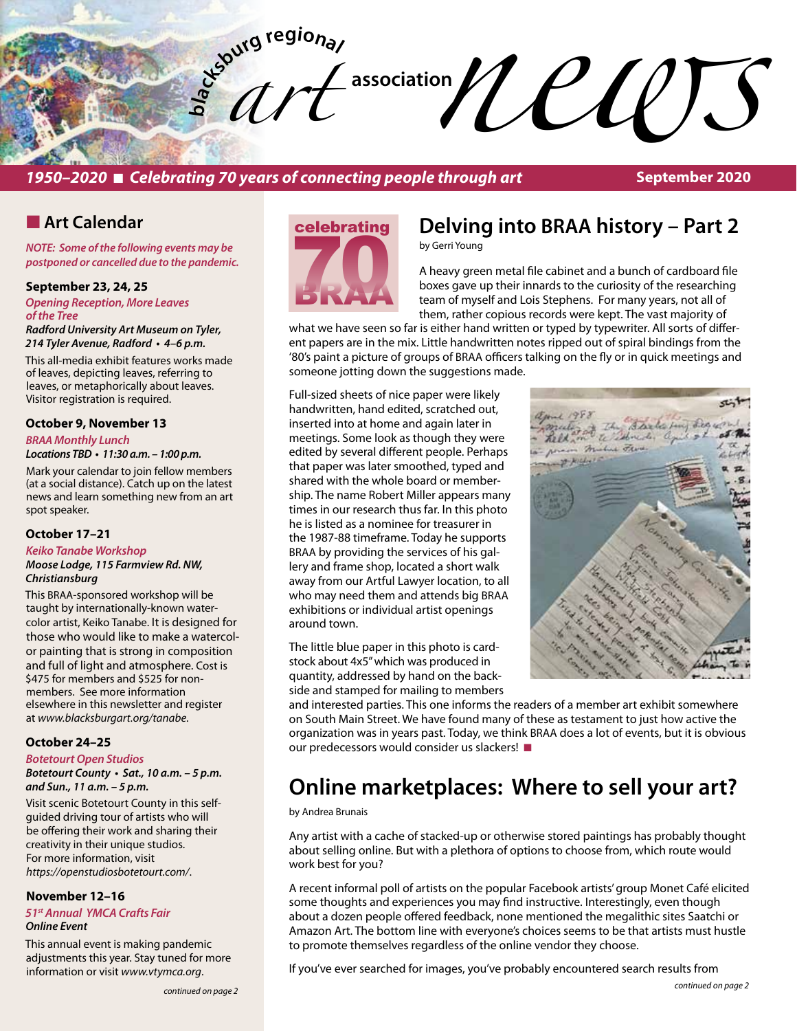# blacksburg regional art association news

***1950–2020 ■ Celebrating 70 years of connecting people through art*** **September 2020**

## ■ Art Calendar

***NOTE: Some of the following events may be postponed or cancelled due to the pandemic.***

**September 23, 24, 25**

*Opening Reception, More Leaves of the Tree*

***Radford University Art Museum on Tyler, 214 Tyler Avenue, Radford • 4–6 p.m.***

This all-media exhibit features works made of leaves, depicting leaves, referring to leaves, or metaphorically about leaves. Visitor registration is required.

**October 9, November 13**

*BRAA Monthly Lunch*

***Locations TBD • 11:30 a.m. – 1:00 p.m.***

Mark your calendar to join fellow members (at a social distance). Catch up on the latest news and learn something new from an art spot speaker.

**October 17–21**

*Keiko Tanabe Workshop*

***Moose Lodge, 115 Farmview Rd. NW, Christiansburg***

This BRAA-sponsored workshop will be taught by internationally-known watercolor artist, Keiko Tanabe. It is designed for those who would like to make a watercolor painting that is strong in composition and full of light and atmosphere. Cost is $475 for members and $525 for non-members. See more information elsewhere in this newsletter and register at *www.blacksburgart.org/tanabe*.

**October 24–25**

*Botetourt Open Studios*

***Botetourt County • Sat., 10 a.m. – 5 p.m. and Sun., 11 a.m. – 5 p.m.***

Visit scenic Botetourt County in this self-guided driving tour of artists who will be offering their work and sharing their creativity in their unique studios. For more information, visit *https://openstudiosbotetourt.com/*.

**November 12–16**

*51st Annual YMCA Crafts Fair*

***Online Event***

This annual event is making pandemic adjustments this year. Stay tuned for more information or visit *www.vtymca.org*.

*continued on page 2*

## Delving into BRAA history – Part 2

by Gerri Young

A heavy green metal file cabinet and a bunch of cardboard file boxes gave up their innards to the curiosity of the researching team of myself and Lois Stephens. For many years, not all of them, rather copious records were kept. The vast majority of what we have seen so far is either hand written or typed by typewriter. All sorts of different papers are in the mix. Little handwritten notes ripped out of spiral bindings from the '80's paint a picture of groups of BRAA officers talking on the fly or in quick meetings and someone jotting down the suggestions made.

Full-sized sheets of nice paper were likely handwritten, hand edited, scratched out, inserted into at home and again later in meetings. Some look as though they were edited by several different people. Perhaps that paper was later smoothed, typed and shared with the whole board or membership. The name Robert Miller appears many times in our research thus far. In this photo he is listed as a nominee for treasurer in the 1987-88 timeframe. Today he supports BRAA by providing the services of his gallery and frame shop, located a short walk away from our Artful Lawyer location, to all who may need them and attends big BRAA exhibitions or individual artist openings around town.

The little blue paper in this photo is cardstock about 4x5" which was produced in quantity, addressed by hand on the backside and stamped for mailing to members and interested parties. This one informs the readers of a member art exhibit somewhere on South Main Street. We have found many of these as testament to just how active the organization was in years past. Today, we think BRAA does a lot of events, but it is obvious our predecessors would consider us slackers! ■

## Online marketplaces: Where to sell your art?

by Andrea Brunais

Any artist with a cache of stacked-up or otherwise stored paintings has probably thought about selling online. But with a plethora of options to choose from, which route would work best for you?

A recent informal poll of artists on the popular Facebook artists' group Monet Café elicited some thoughts and experiences you may find instructive. Interestingly, even though about a dozen people offered feedback, none mentioned the megalithic sites Saatchi or Amazon Art. The bottom line with everyone's choices seems to be that artists must hustle to promote themselves regardless of the online vendor they choose.

If you've ever searched for images, you've probably encountered search results from

*continued on page 2*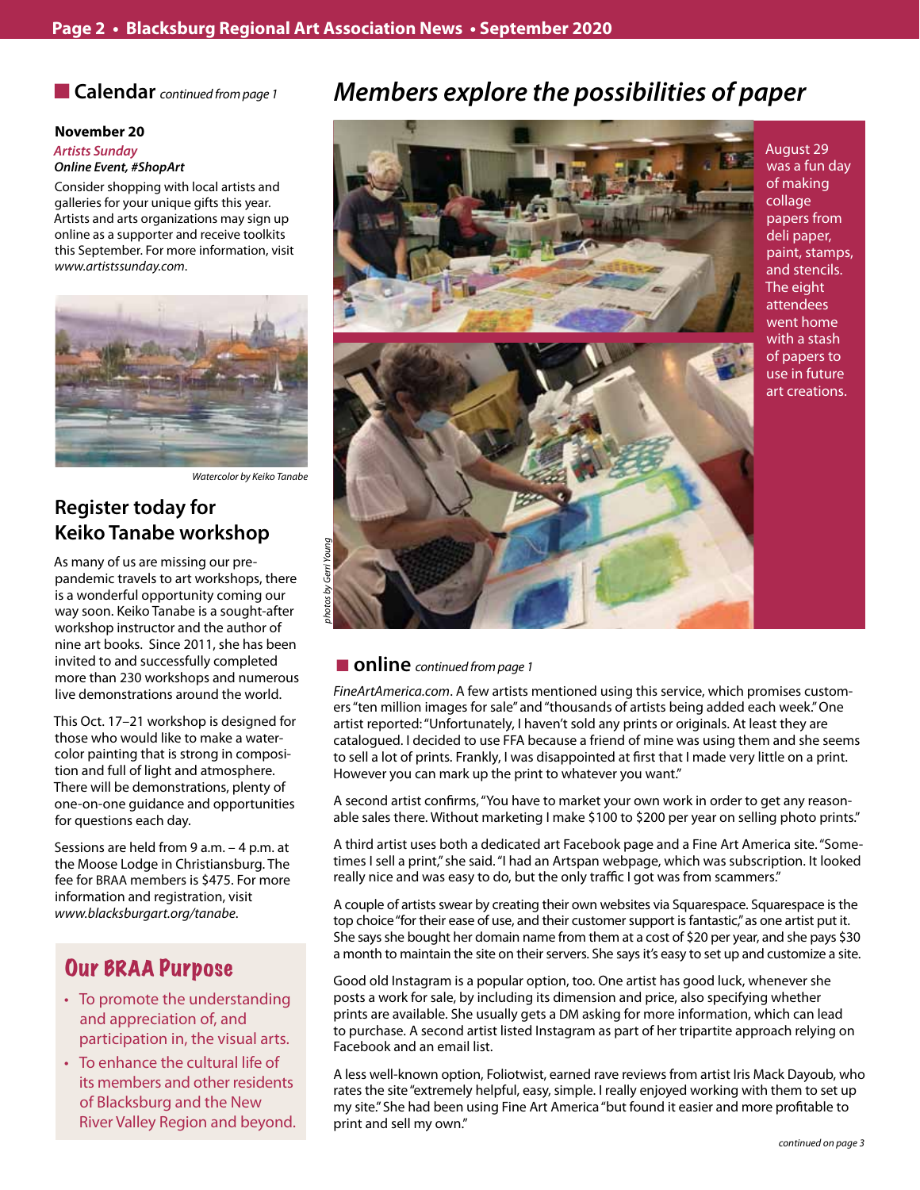## Calendar *continued from page 1*

**November 20**

***Artists Sunday***

***Online Event, #ShopArt***

Consider shopping with local artists and galleries for your unique gifts this year. Artists and arts organizations may sign up online as a supporter and receive toolkits this September. For more information, visit *www.artistssunday.com*.

*Watercolor by Keiko Tanabe*

## Register today for Keiko Tanabe workshop

As many of us are missing our pre-pandemic travels to art workshops, there is a wonderful opportunity coming our way soon. Keiko Tanabe is a sought-after workshop instructor and the author of nine art books. Since 2011, she has been invited to and successfully completed more than 230 workshops and numerous live demonstrations around the world.

This Oct. 17–21 workshop is designed for those who would like to make a watercolor painting that is strong in composition and full of light and atmosphere. There will be demonstrations, plenty of one-on-one guidance and opportunities for questions each day.

Sessions are held from 9 a.m. – 4 p.m. at the Moose Lodge in Christiansburg. The fee for BRAA members is $475. For more information and registration, visit *www.blacksburgart.org/tanabe*.

## Our BRAA Purpose

- To promote the understanding and appreciation of, and participation in, the visual arts.
- To enhance the cultural life of its members and other residents of Blacksburg and the New River Valley Region and beyond.

# *Members explore the possibilities of paper*

August 29 was a fun day of making collage papers from deli paper, paint, stamps, and stencils. The eight attendees went home with a stash of papers to use in future art creations.

*photos by Gerri Young*

## online *continued from page 1*

*FineArtAmerica.com*. A few artists mentioned using this service, which promises customers "ten million images for sale" and "thousands of artists being added each week." One artist reported: "Unfortunately, I haven't sold any prints or originals. At least they are catalogued. I decided to use FFA because a friend of mine was using them and she seems to sell a lot of prints. Frankly, I was disappointed at first that I made very little on a print. However you can mark up the print to whatever you want."

A second artist confirms, "You have to market your own work in order to get any reasonable sales there. Without marketing I make $100 to $200 per year on selling photo prints."

A third artist uses both a dedicated art Facebook page and a Fine Art America site. "Sometimes I sell a print," she said. "I had an Artspan webpage, which was subscription. It looked really nice and was easy to do, but the only traffic I got was from scammers."

A couple of artists swear by creating their own websites via Squarespace. Squarespace is the top choice "for their ease of use, and their customer support is fantastic," as one artist put it. She says she bought her domain name from them at a cost of $20 per year, and she pays $30 a month to maintain the site on their servers. She says it's easy to set up and customize a site.

Good old Instagram is a popular option, too. One artist has good luck, whenever she posts a work for sale, by including its dimension and price, also specifying whether prints are available. She usually gets a DM asking for more information, which can lead to purchase. A second artist listed Instagram as part of her tripartite approach relying on Facebook and an email list.

A less well-known option, Foliotwist, earned rave reviews from artist Iris Mack Dayoub, who rates the site "extremely helpful, easy, simple. I really enjoyed working with them to set up my site." She had been using Fine Art America "but found it easier and more profitable to print and sell my own."

*continued on page 3*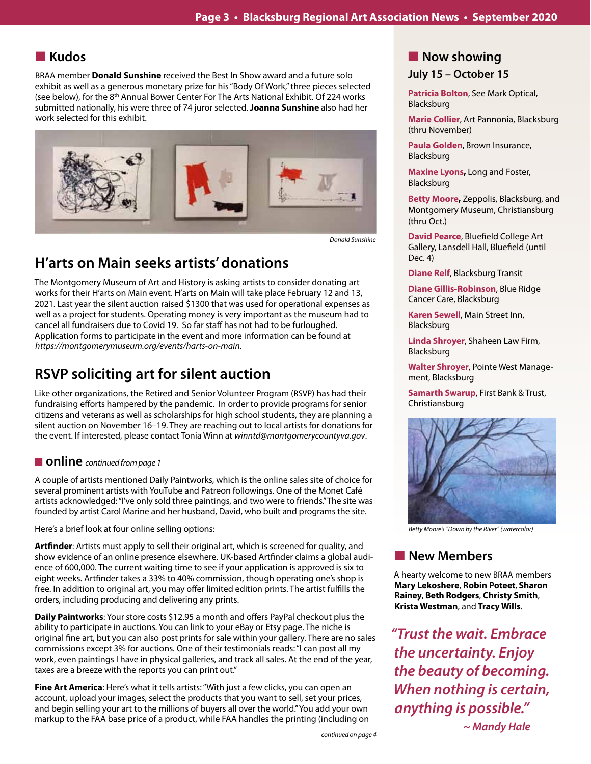## Kudos

BRAA member **Donald Sunshine** received the Best In Show award and a future solo exhibit as well as a generous monetary prize for his "Body Of Work," three pieces selected (see below), for the 8th Annual Bower Center For The Arts National Exhibit. Of 224 works submitted nationally, his were three of 74 juror selected. **Joanna Sunshine** also had her work selected for this exhibit.

*Donald Sunshine*

## H'arts on Main seeks artists' donations

The Montgomery Museum of Art and History is asking artists to consider donating art works for their H'arts on Main event. H'arts on Main will take place February 12 and 13, 2021. Last year the silent auction raised $1300 that was used for operational expenses as well as a project for students. Operating money is very important as the museum had to cancel all fundraisers due to Covid 19. So far staff has not had to be furloughed. Application forms to participate in the event and more information can be found at *https://montgomerymuseum.org/events/harts-on-main*.

## RSVP soliciting art for silent auction

Like other organizations, the Retired and Senior Volunteer Program (RSVP) has had their fundraising efforts hampered by the pandemic. In order to provide programs for senior citizens and veterans as well as scholarships for high school students, they are planning a silent auction on November 16–19. They are reaching out to local artists for donations for the event. If interested, please contact Tonia Winn at *winntd@montgomerycountyva.gov*.

## online *continued from page 1*

A couple of artists mentioned Daily Paintworks, which is the online sales site of choice for several prominent artists with YouTube and Patreon followings. One of the Monet Café artists acknowledged: "I've only sold three paintings, and two were to friends." The site was founded by artist Carol Marine and her husband, David, who built and programs the site.

Here's a brief look at four online selling options:

**Artfinder**: Artists must apply to sell their original art, which is screened for quality, and show evidence of an online presence elsewhere. UK-based Artfinder claims a global audience of 600,000. The current waiting time to see if your application is approved is six to eight weeks. Artfinder takes a 33% to 40% commission, though operating one's shop is free. In addition to original art, you may offer limited edition prints. The artist fulfills the orders, including producing and delivering any prints.

**Daily Paintworks**: Your store costs $12.95 a month and offers PayPal checkout plus the ability to participate in auctions. You can link to your eBay or Etsy page. The niche is original fine art, but you can also post prints for sale within your gallery. There are no sales commissions except 3% for auctions. One of their testimonials reads: "I can post all my work, even paintings I have in physical galleries, and track all sales. At the end of the year, taxes are a breeze with the reports you can print out."

**Fine Art America**: Here's what it tells artists: "With just a few clicks, you can open an account, upload your images, select the products that you want to sell, set your prices, and begin selling your art to the millions of buyers all over the world." You add your own markup to the FAA base price of a product, while FAA handles the printing (including on

*continued on page 4*

## Now showing

### July 15 – October 15

**Patricia Bolton**, See Mark Optical, Blacksburg

**Marie Collier**, Art Pannonia, Blacksburg (thru November)

**Paula Golden**, Brown Insurance, Blacksburg

**Maxine Lyons,** Long and Foster, Blacksburg

**Betty Moore,** Zeppolis, Blacksburg, and Montgomery Museum, Christiansburg (thru Oct.)

**David Pearce**, Bluefield College Art Gallery, Lansdell Hall, Bluefield (until Dec. 4)

**Diane Relf**, Blacksburg Transit

**Diane Gillis-Robinson**, Blue Ridge Cancer Care, Blacksburg

**Karen Sewell**, Main Street Inn, Blacksburg

**Linda Shroyer**, Shaheen Law Firm, Blacksburg

**Walter Shroyer**, Pointe West Management, Blacksburg

**Samarth Swarup**, First Bank & Trust, Christiansburg

*Betty Moore's "Down by the River" (watercolor)*

## New Members

A hearty welcome to new BRAA members **Mary Lekoshere**, **Robin Poteet**, **Sharon Rainey**, **Beth Rodgers**, **Christy Smith**, **Krista Westman**, and **Tracy Wills**.

*"Trust the wait. Embrace the uncertainty. Enjoy the beauty of becoming. When nothing is certain, anything is possible."*

*~ Mandy Hale*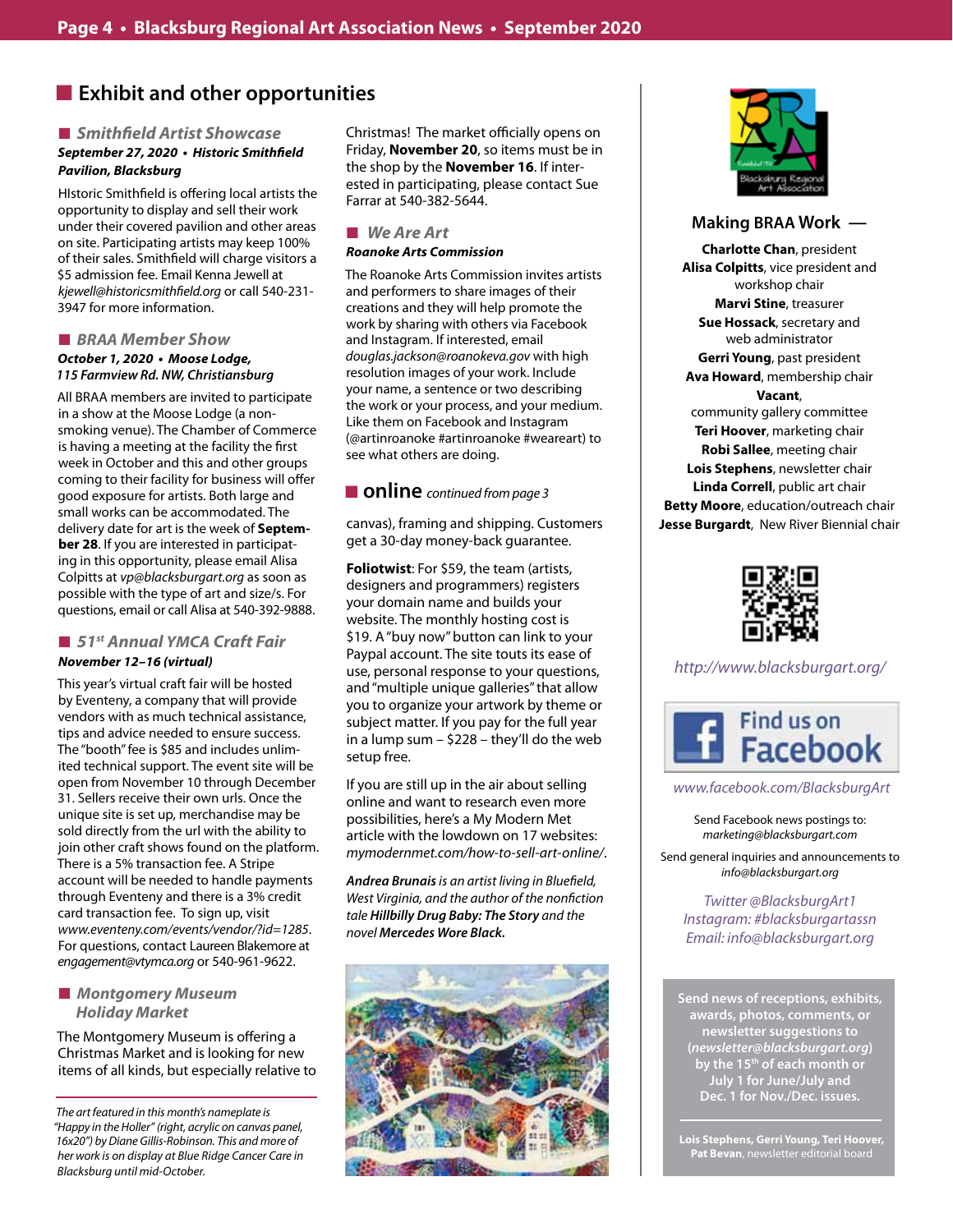## Exhibit and other opportunities

### Smithfield Artist Showcase

***September 27, 2020 • Historic Smithfield Pavilion, Blacksburg***

HIstoric Smithfield is offering local artists the opportunity to display and sell their work under their covered pavilion and other areas on site. Participating artists may keep 100% of their sales. Smithfield will charge visitors a $5 admission fee. Email Kenna Jewell at *kjewell@historicsmithfield.org* or call 540-231-3947 for more information.

### BRAA Member Show

***October 1, 2020 • Moose Lodge, 115 Farmview Rd. NW, Christiansburg***

All BRAA members are invited to participate in a show at the Moose Lodge (a non-smoking venue). The Chamber of Commerce is having a meeting at the facility the first week in October and this and other groups coming to their facility for business will offer good exposure for artists. Both large and small works can be accommodated. The delivery date for art is the week of **September 28**. If you are interested in participating in this opportunity, please email Alisa Colpitts at *vp@blacksburgart.org* as soon as possible with the type of art and size/s. For questions, email or call Alisa at 540-392-9888.

### 51st Annual YMCA Craft Fair

***November 12–16 (virtual)***

This year's virtual craft fair will be hosted by Eventeny, a company that will provide vendors with as much technical assistance, tips and advice needed to ensure success. The "booth" fee is $85 and includes unlimited technical support. The event site will be open from November 10 through December 31. Sellers receive their own urls. Once the unique site is set up, merchandise may be sold directly from the url with the ability to join other craft shows found on the platform. There is a 5% transaction fee. A Stripe account will be needed to handle payments through Eventeny and there is a 3% credit card transaction fee. To sign up, visit *www.eventeny.com/events/vendor/?id=1285*. For questions, contact Laureen Blakemore at *engagement@vtymca.org* or 540-961-9622.

### Montgomery Museum Holiday Market

The Montgomery Museum is offering a Christmas Market and is looking for new items of all kinds, but especially relative to Christmas! The market officially opens on Friday, **November 20**, so items must be in the shop by the **November 16**. If interested in participating, please contact Sue Farrar at 540-382-5644.

*The art featured in this month's nameplate is "Happy in the Holler" (right, acrylic on canvas panel, 16x20") by Diane Gillis-Robinson. This and more of her work is on display at Blue Ridge Cancer Care in Blacksburg until mid-October.*

### We Are Art

***Roanoke Arts Commission***

The Roanoke Arts Commission invites artists and performers to share images of their creations and they will help promote the work by sharing with others via Facebook and Instagram. If interested, email *douglas.jackson@roanokeva.gov* with high resolution images of your work. Include your name, a sentence or two describing the work or your process, and your medium. Like them on Facebook and Instagram (@artinroanoke #artinroanoke #weareart) to see what others are doing.

### online *continued from page 3*

canvas), framing and shipping. Customers get a 30-day money-back guarantee.

**Foliotwist**: For $59, the team (artists, designers and programmers) registers your domain name and builds your website. The monthly hosting cost is $19. A "buy now" button can link to your Paypal account. The site touts its ease of use, personal response to your questions, and "multiple unique galleries" that allow you to organize your artwork by theme or subject matter. If you pay for the full year in a lump sum – $228 – they'll do the web setup free.

If you are still up in the air about selling online and want to research even more possibilities, here's a My Modern Met article with the lowdown on 17 websites: *mymodernmet.com/how-to-sell-art-online/*.

***Andrea Brunais** is an artist living in Bluefield, West Virginia, and the author of the nonfiction tale **Hillbilly Drug Baby: The Story** and the novel **Mercedes Wore Black.***

### Making BRAA Work —

**Charlotte Chan**, president
**Alisa Colpitts**, vice president and workshop chair
**Marvi Stine**, treasurer
**Sue Hossack**, secretary and web administrator
**Gerri Young**, past president
**Ava Howard**, membership chair
**Vacant**, community gallery committee
**Teri Hoover**, marketing chair
**Robi Sallee**, meeting chair
**Lois Stephens**, newsletter chair
**Linda Correll**, public art chair
**Betty Moore**, education/outreach chair
**Jesse Burgardt**, New River Biennial chair

*http://www.blacksburgart.org/*

Find us on Facebook

*www.facebook.com/BlacksburgArt*

Send Facebook news postings to: *marketing@blacksburgart.com*

Send general inquiries and announcements to *info@blacksburgart.org*

*Twitter @BlacksburgArt1*
*Instagram: #blacksburgartassn*
*Email: info@blacksburgart.org*

**Send news of receptions, exhibits, awards, photos, comments, or newsletter suggestions to (*newsletter@blacksburgart.org*) by the 15th of each month or July 1 for June/July and Dec. 1 for Nov./Dec. issues.**

**Lois Stephens, Gerri Young, Teri Hoover, Pat Bevan**, newsletter editorial board